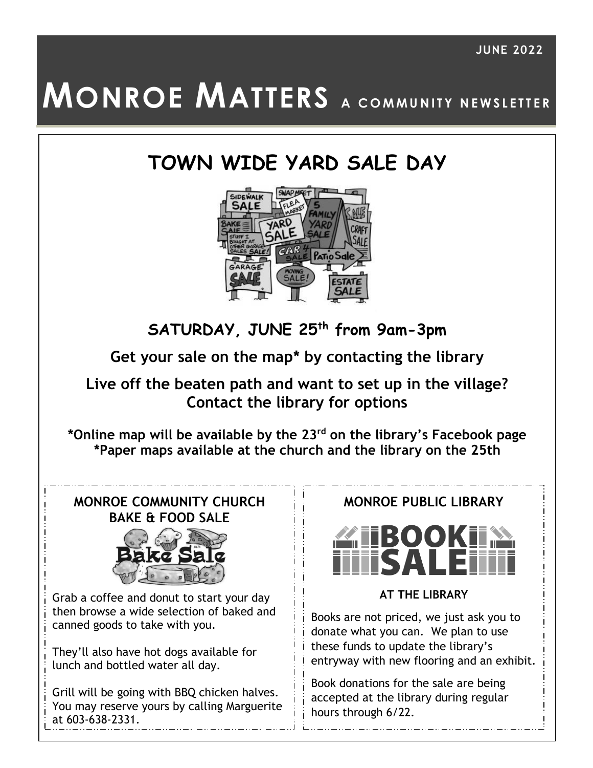JUNE 2022

# MONROE MATTERS A COMMUNITY NEWSLETTER

## TOWN WIDE YARD SALE DAY

### SATURDAY, JUNE 25th from 9am-3pm

**Get your sale on the map* by contacting the library**

**Live off the beaten path and want to set up in the village? Contact the library for options**

***Online map will be available by the 23rd on the library's Facebook page**
***Paper maps available at the church and the library on the 25th**

### MONROE COMMUNITY CHURCH BAKE & FOOD SALE

Grab a coffee and donut to start your day then browse a wide selection of baked and canned goods to take with you.

They'll also have hot dogs available for lunch and bottled water all day.

Grill will be going with BBQ chicken halves. You may reserve yours by calling Marguerite at 603-638-2331.

### MONROE PUBLIC LIBRARY

**BOOK SALE**

**AT THE LIBRARY**

Books are not priced, we just ask you to donate what you can. We plan to use these funds to update the library's entryway with new flooring and an exhibit.

Book donations for the sale are being accepted at the library during regular hours through 6/22.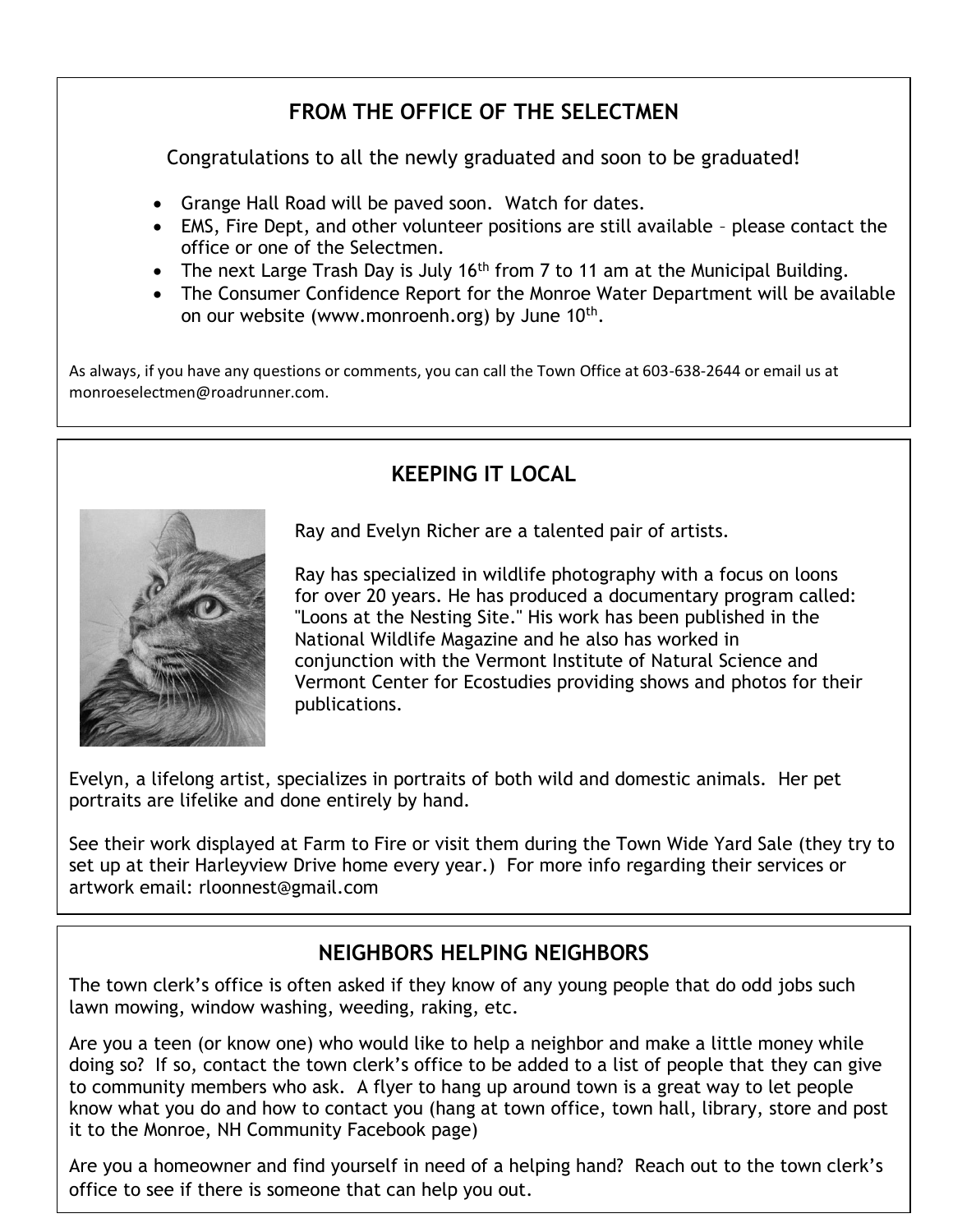## FROM THE OFFICE OF THE SELECTMEN

Congratulations to all the newly graduated and soon to be graduated!

- Grange Hall Road will be paved soon. Watch for dates.
- EMS, Fire Dept, and other volunteer positions are still available – please contact the office or one of the Selectmen.
- The next Large Trash Day is July 16th from 7 to 11 am at the Municipal Building.
- The Consumer Confidence Report for the Monroe Water Department will be available on our website (www.monroenh.org) by June 10th.

As always, if you have any questions or comments, you can call the Town Office at 603-638-2644 or email us at monroeselectmen@roadrunner.com.

## KEEPING IT LOCAL

Ray and Evelyn Richer are a talented pair of artists.

Ray has specialized in wildlife photography with a focus on loons for over 20 years. He has produced a documentary program called: "Loons at the Nesting Site." His work has been published in the National Wildlife Magazine and he also has worked in conjunction with the Vermont Institute of Natural Science and Vermont Center for Ecostudies providing shows and photos for their publications.

Evelyn, a lifelong artist, specializes in portraits of both wild and domestic animals. Her pet portraits are lifelike and done entirely by hand.

See their work displayed at Farm to Fire or visit them during the Town Wide Yard Sale (they try to set up at their Harleyview Drive home every year.) For more info regarding their services or artwork email: rloonnest@gmail.com

## NEIGHBORS HELPING NEIGHBORS

The town clerk's office is often asked if they know of any young people that do odd jobs such lawn mowing, window washing, weeding, raking, etc.

Are you a teen (or know one) who would like to help a neighbor and make a little money while doing so? If so, contact the town clerk's office to be added to a list of people that they can give to community members who ask. A flyer to hang up around town is a great way to let people know what you do and how to contact you (hang at town office, town hall, library, store and post it to the Monroe, NH Community Facebook page)

Are you a homeowner and find yourself in need of a helping hand? Reach out to the town clerk's office to see if there is someone that can help you out.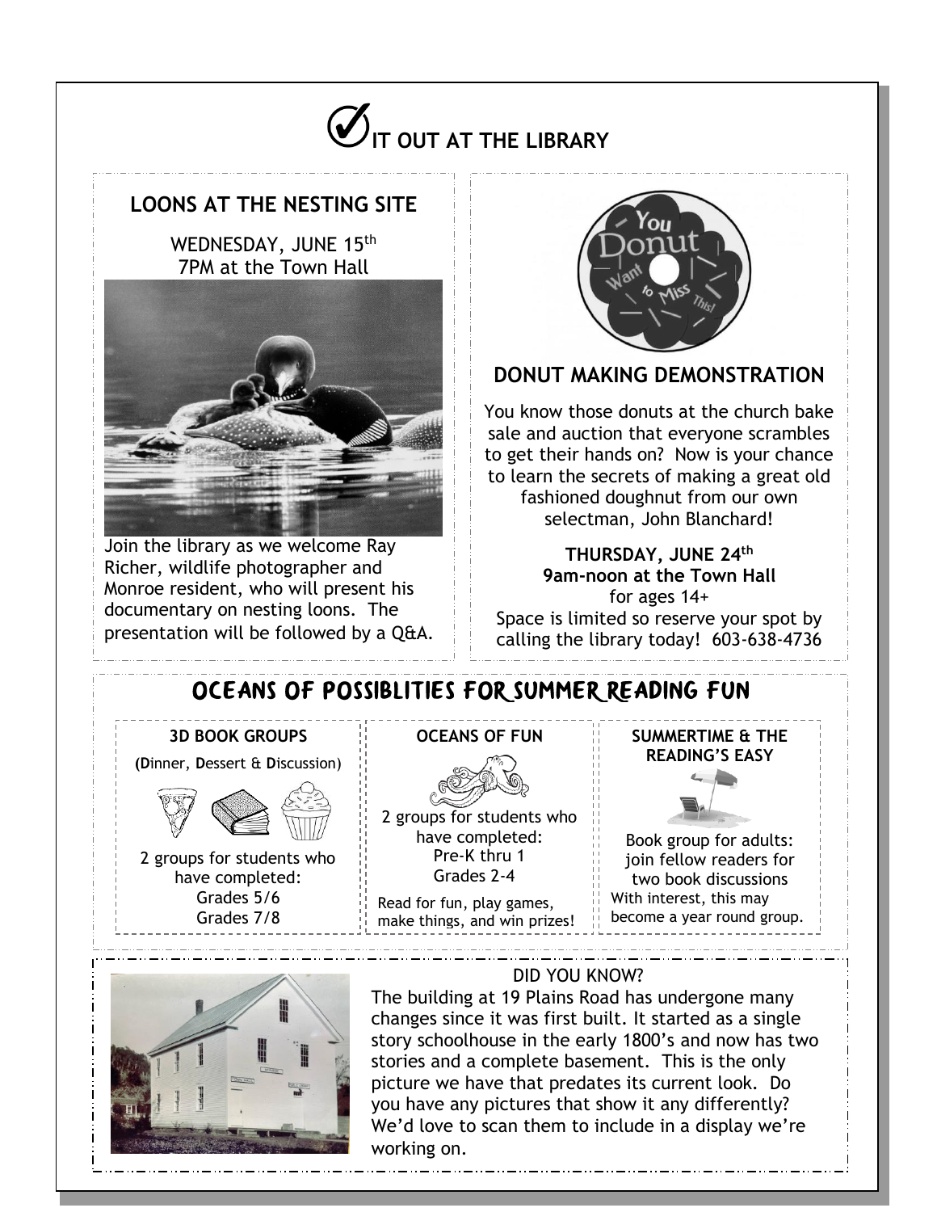# ✓ IT OUT AT THE LIBRARY

## LOONS AT THE NESTING SITE

WEDNESDAY, JUNE 15th
7PM at the Town Hall

Join the library as we welcome Ray Richer, wildlife photographer and Monroe resident, who will present his documentary on nesting loons. The presentation will be followed by a Q&A.

## DONUT MAKING DEMONSTRATION

You know those donuts at the church bake sale and auction that everyone scrambles to get their hands on? Now is your chance to learn the secrets of making a great old fashioned doughnut from our own selectman, John Blanchard!

**THURSDAY, JUNE 24th**
**9am-noon at the Town Hall**
for ages 14+
Space is limited so reserve your spot by calling the library today! 603-638-4736

## OCEANS OF POSSIBLITIES FOR SUMMER READING FUN

### 3D BOOK GROUPS

(**D**inner, **D**essert & **D**iscussion)

2 groups for students who have completed:
Grades 5/6
Grades 7/8

### OCEANS OF FUN

2 groups for students who have completed:
Pre-K thru 1
Grades 2-4

Read for fun, play games, make things, and win prizes!

### SUMMERTIME & THE READING'S EASY

Book group for adults: join fellow readers for two book discussions
With interest, this may become a year round group.

### DID YOU KNOW?

The building at 19 Plains Road has undergone many changes since it was first built. It started as a single story schoolhouse in the early 1800's and now has two stories and a complete basement. This is the only picture we have that predates its current look. Do you have any pictures that show it any differently? We'd love to scan them to include in a display we're working on.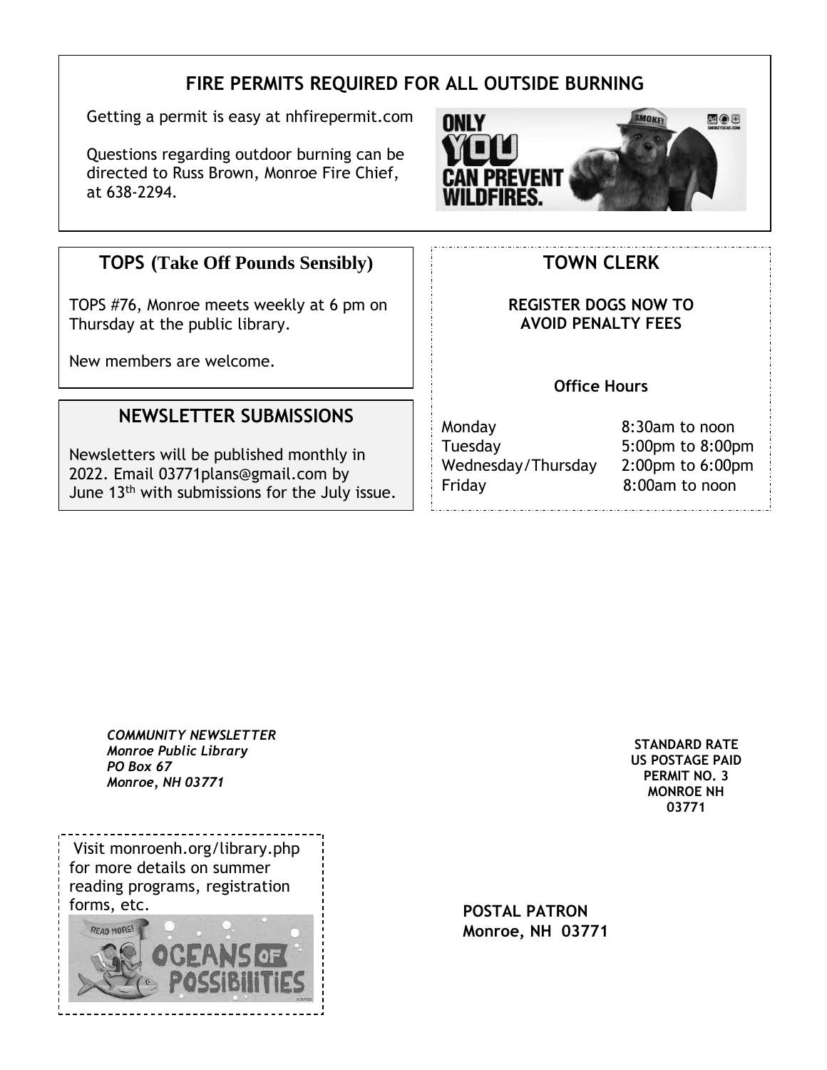## FIRE PERMITS REQUIRED FOR ALL OUTSIDE BURNING

Getting a permit is easy at nhfirepermit.com

Questions regarding outdoor burning can be directed to Russ Brown, Monroe Fire Chief, at 638-2294.

## TOPS (Take Off Pounds Sensibly)

TOPS #76, Monroe meets weekly at 6 pm on Thursday at the public library.

New members are welcome.

## NEWSLETTER SUBMISSIONS

Newsletters will be published monthly in 2022. Email 03771plans@gmail.com by June 13th with submissions for the July issue.

## TOWN CLERK

**REGISTER DOGS NOW TO AVOID PENALTY FEES**

**Office Hours**

| | |
|---|---|
| Monday | 8:30am to noon |
| Tuesday | 5:00pm to 8:00pm |
| Wednesday/Thursday | 2:00pm to 6:00pm |
| Friday | 8:00am to noon |

***COMMUNITY NEWSLETTER***
***Monroe Public Library***
***PO Box 67***
***Monroe, NH 03771***

**STANDARD RATE**
**US POSTAGE PAID**
**PERMIT NO. 3**
**MONROE NH**
**03771**

Visit monroenh.org/library.php for more details on summer reading programs, registration forms, etc.

**POSTAL PATRON**
**Monroe, NH 03771**